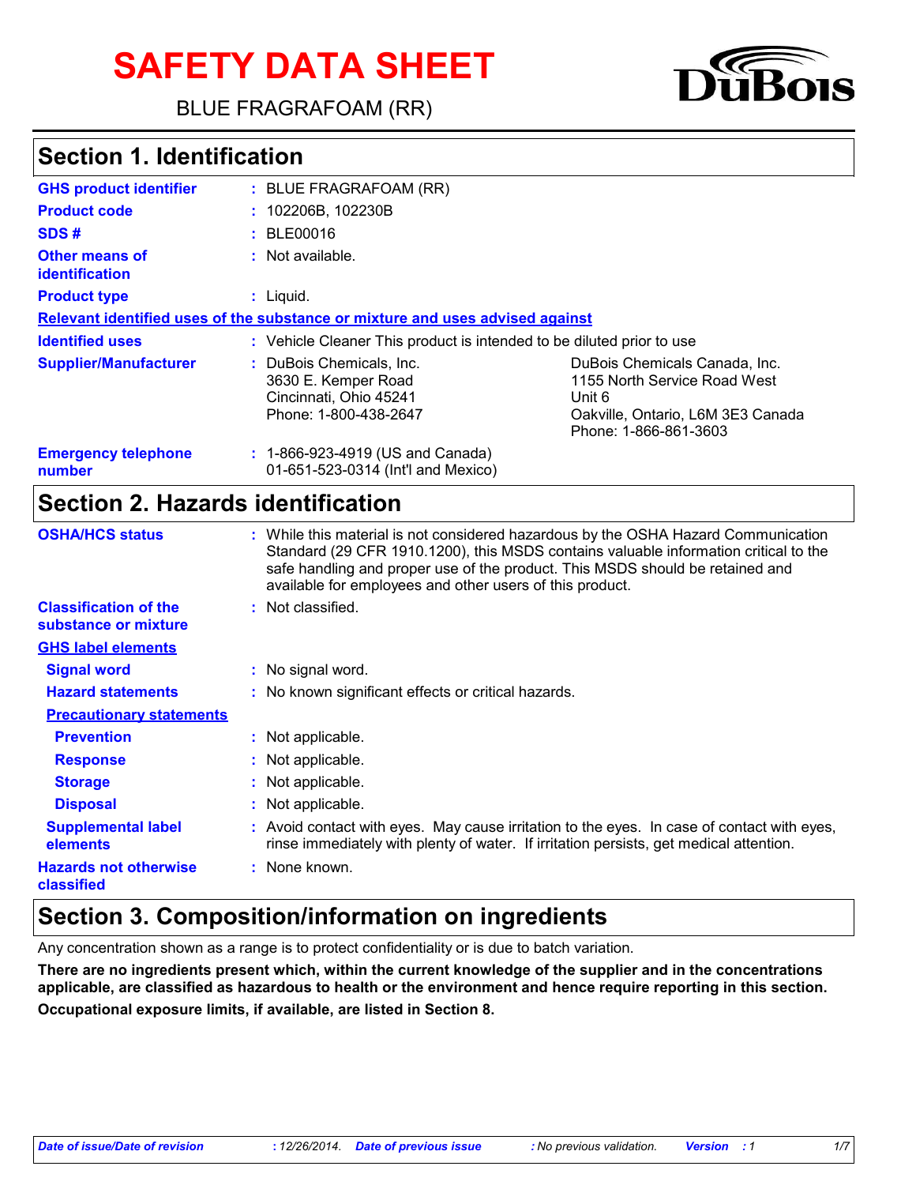# SAFETY DATA SHEET

BLUE FRAGRAFOAM (RR)

DuBois

## Section 1. Identification

| | |
|---|---|
| **GHS product identifier** | : BLUE FRAGRAFOAM (RR) |
| **Product code** | : 102206B, 102230B |
| **SDS #** | : BLE00016 |
| **Other means of identification** | : Not available. |
| **Product type** | : Liquid. |

**Relevant identified uses of the substance or mixture and uses advised against**

| | |
|---|---|
| **Identified uses** | : Vehicle Cleaner This product is intended to be diluted prior to use |
| **Supplier/Manufacturer** | : DuBois Chemicals, Inc.<br>3630 E. Kemper Road<br>Cincinnati, Ohio 45241<br>Phone: 1-800-438-2647<br><br>DuBois Chemicals Canada, Inc.<br>1155 North Service Road West<br>Unit 6<br>Oakville, Ontario, L6M 3E3 Canada<br>Phone: 1-866-861-3603 |
| **Emergency telephone number** | : 1-866-923-4919 (US and Canada)<br>01-651-523-0314 (Int'l and Mexico) |

## Section 2. Hazards identification

| | |
|---|---|
| **OSHA/HCS status** | : While this material is not considered hazardous by the OSHA Hazard Communication Standard (29 CFR 1910.1200), this MSDS contains valuable information critical to the safe handling and proper use of the product. This MSDS should be retained and available for employees and other users of this product. |
| **Classification of the substance or mixture** | : Not classified. |

**GHS label elements**

| | |
|---|---|
| **Signal word** | : No signal word. |
| **Hazard statements** | : No known significant effects or critical hazards. |

**Precautionary statements**

| | |
|---|---|
| **Prevention** | : Not applicable. |
| **Response** | : Not applicable. |
| **Storage** | : Not applicable. |
| **Disposal** | : Not applicable. |
| **Supplemental label elements** | : Avoid contact with eyes. May cause irritation to the eyes. In case of contact with eyes, rinse immediately with plenty of water. If irritation persists, get medical attention. |
| **Hazards not otherwise classified** | : None known. |

## Section 3. Composition/information on ingredients

Any concentration shown as a range is to protect confidentiality or is due to batch variation.

**There are no ingredients present which, within the current knowledge of the supplier and in the concentrations applicable, are classified as hazardous to health or the environment and hence require reporting in this section.**

**Occupational exposure limits, if available, are listed in Section 8.**

*Date of issue/Date of revision* : 12/26/2014. *Date of previous issue* : No previous validation. *Version* : 1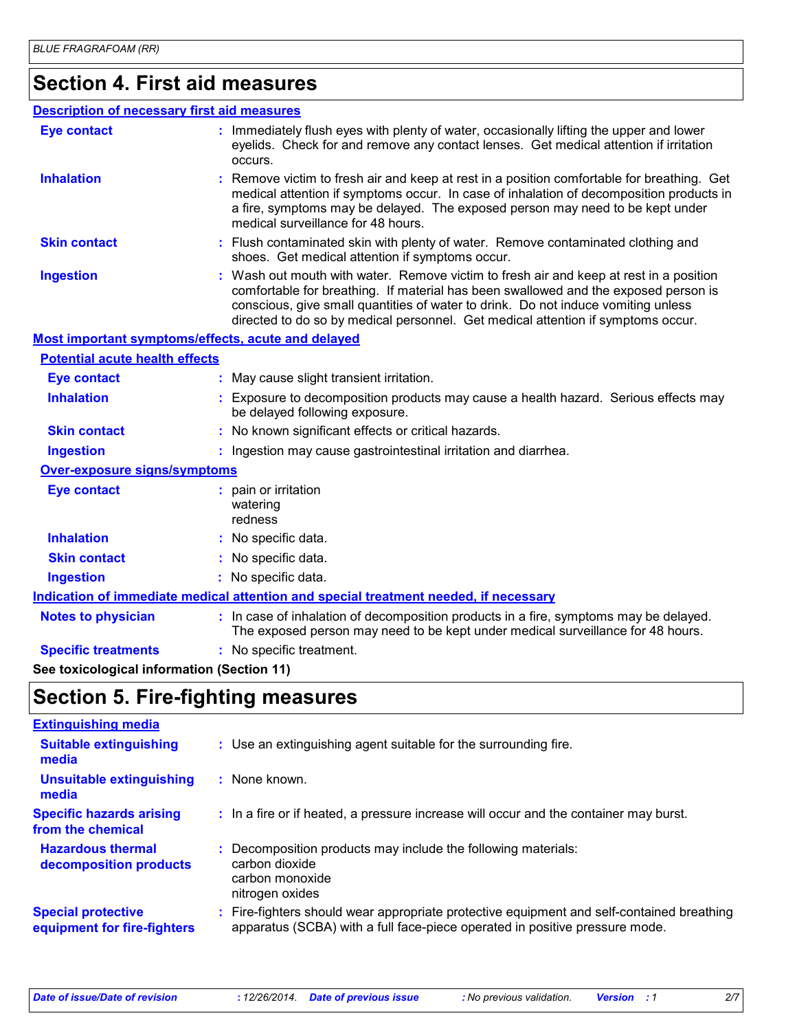## Section 4. First aid measures

### Description of necessary first aid measures

**Eye contact** : Immediately flush eyes with plenty of water, occasionally lifting the upper and lower eyelids. Check for and remove any contact lenses. Get medical attention if irritation occurs.

**Inhalation** : Remove victim to fresh air and keep at rest in a position comfortable for breathing. Get medical attention if symptoms occur. In case of inhalation of decomposition products in a fire, symptoms may be delayed. The exposed person may need to be kept under medical surveillance for 48 hours.

**Skin contact** : Flush contaminated skin with plenty of water. Remove contaminated clothing and shoes. Get medical attention if symptoms occur.

**Ingestion** : Wash out mouth with water. Remove victim to fresh air and keep at rest in a position comfortable for breathing. If material has been swallowed and the exposed person is conscious, give small quantities of water to drink. Do not induce vomiting unless directed to do so by medical personnel. Get medical attention if symptoms occur.

### Most important symptoms/effects, acute and delayed

#### Potential acute health effects

**Eye contact** : May cause slight transient irritation.

**Inhalation** : Exposure to decomposition products may cause a health hazard. Serious effects may be delayed following exposure.

**Skin contact** : No known significant effects or critical hazards.

**Ingestion** : Ingestion may cause gastrointestinal irritation and diarrhea.

#### Over-exposure signs/symptoms

**Eye contact** : pain or irritation
watering
redness

**Inhalation** : No specific data.

**Skin contact** : No specific data.

**Ingestion** : No specific data.

### Indication of immediate medical attention and special treatment needed, if necessary

**Notes to physician** : In case of inhalation of decomposition products in a fire, symptoms may be delayed. The exposed person may need to be kept under medical surveillance for 48 hours.

**Specific treatments** : No specific treatment.

**See toxicological information (Section 11)**

## Section 5. Fire-fighting measures

### Extinguishing media

**Suitable extinguishing media** : Use an extinguishing agent suitable for the surrounding fire.

**Unsuitable extinguishing media** : None known.

**Specific hazards arising from the chemical** : In a fire or if heated, a pressure increase will occur and the container may burst.

**Hazardous thermal decomposition products** : Decomposition products may include the following materials:
carbon dioxide
carbon monoxide
nitrogen oxides

**Special protective equipment for fire-fighters** : Fire-fighters should wear appropriate protective equipment and self-contained breathing apparatus (SCBA) with a full face-piece operated in positive pressure mode.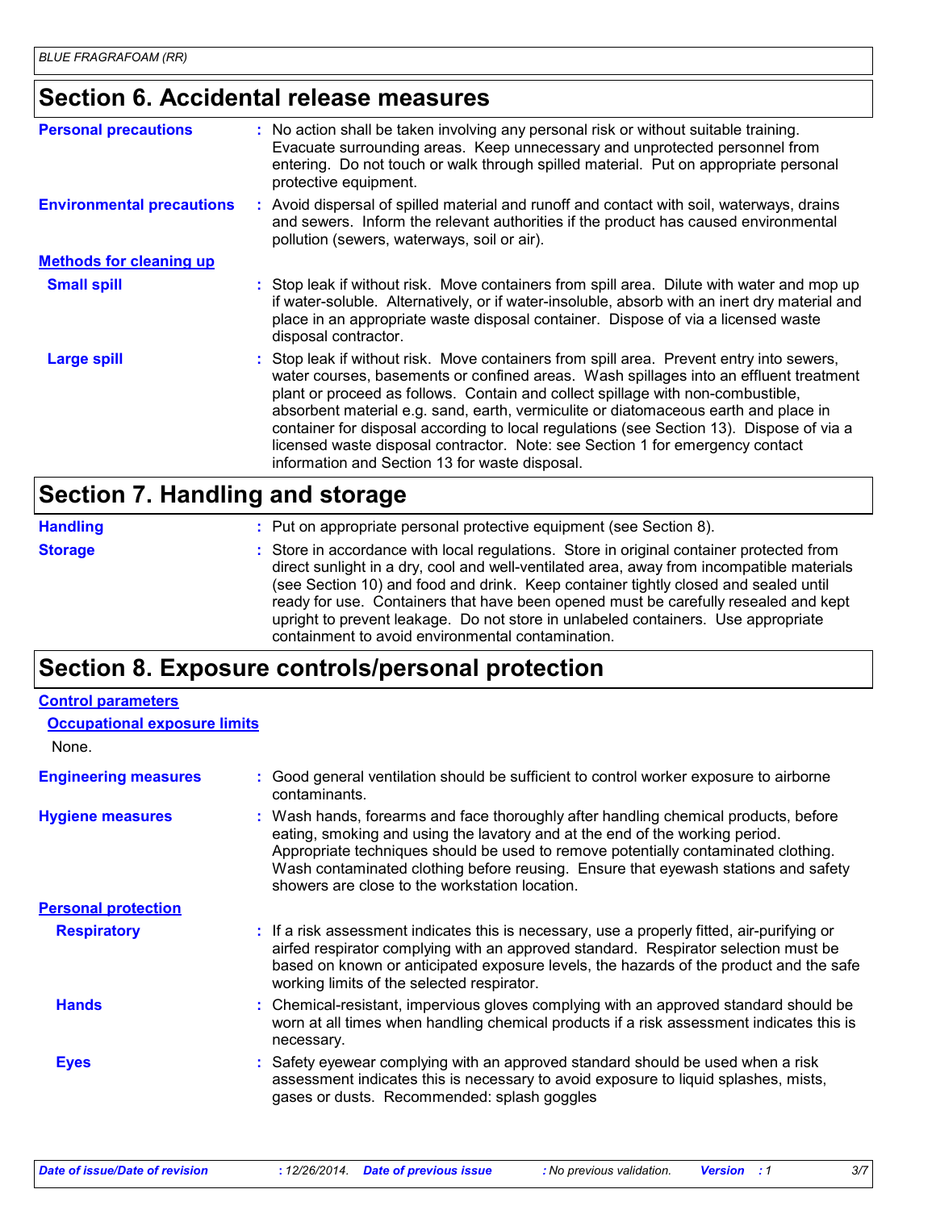## Section 6. Accidental release measures

**Personal precautions** : No action shall be taken involving any personal risk or without suitable training. Evacuate surrounding areas. Keep unnecessary and unprotected personnel from entering. Do not touch or walk through spilled material. Put on appropriate personal protective equipment.

**Environmental precautions** : Avoid dispersal of spilled material and runoff and contact with soil, waterways, drains and sewers. Inform the relevant authorities if the product has caused environmental pollution (sewers, waterways, soil or air).

**Methods for cleaning up**

**Small spill** : Stop leak if without risk. Move containers from spill area. Dilute with water and mop up if water-soluble. Alternatively, or if water-insoluble, absorb with an inert dry material and place in an appropriate waste disposal container. Dispose of via a licensed waste disposal contractor.

**Large spill** : Stop leak if without risk. Move containers from spill area. Prevent entry into sewers, water courses, basements or confined areas. Wash spillages into an effluent treatment plant or proceed as follows. Contain and collect spillage with non-combustible, absorbent material e.g. sand, earth, vermiculite or diatomaceous earth and place in container for disposal according to local regulations (see Section 13). Dispose of via a licensed waste disposal contractor. Note: see Section 1 for emergency contact information and Section 13 for waste disposal.

## Section 7. Handling and storage

**Handling** : Put on appropriate personal protective equipment (see Section 8).

**Storage** : Store in accordance with local regulations. Store in original container protected from direct sunlight in a dry, cool and well-ventilated area, away from incompatible materials (see Section 10) and food and drink. Keep container tightly closed and sealed until ready for use. Containers that have been opened must be carefully resealed and kept upright to prevent leakage. Do not store in unlabeled containers. Use appropriate containment to avoid environmental contamination.

## Section 8. Exposure controls/personal protection

**Control parameters**

**Occupational exposure limits**

None.

**Engineering measures** : Good general ventilation should be sufficient to control worker exposure to airborne contaminants.

**Hygiene measures** : Wash hands, forearms and face thoroughly after handling chemical products, before eating, smoking and using the lavatory and at the end of the working period. Appropriate techniques should be used to remove potentially contaminated clothing. Wash contaminated clothing before reusing. Ensure that eyewash stations and safety showers are close to the workstation location.

**Personal protection**

**Respiratory** : If a risk assessment indicates this is necessary, use a properly fitted, air-purifying or airfed respirator complying with an approved standard. Respirator selection must be based on known or anticipated exposure levels, the hazards of the product and the safe working limits of the selected respirator.

**Hands** : Chemical-resistant, impervious gloves complying with an approved standard should be worn at all times when handling chemical products if a risk assessment indicates this is necessary.

**Eyes** : Safety eyewear complying with an approved standard should be used when a risk assessment indicates this is necessary to avoid exposure to liquid splashes, mists, gases or dusts. Recommended: splash goggles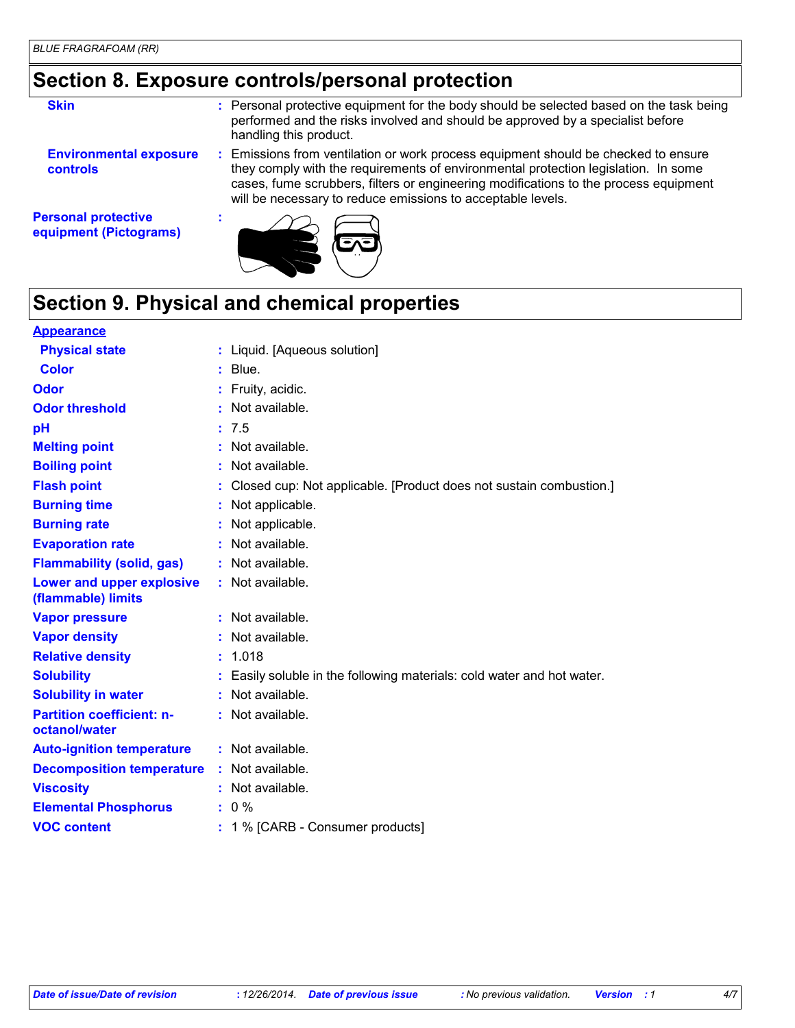## Section 8. Exposure controls/personal protection

| | |
|---|---|
| **Skin** | : Personal protective equipment for the body should be selected based on the task being performed and the risks involved and should be approved by a specialist before handling this product. |
| **Environmental exposure controls** | : Emissions from ventilation or work process equipment should be checked to ensure they comply with the requirements of environmental protection legislation. In some cases, fume scrubbers, filters or engineering modifications to the process equipment will be necessary to reduce emissions to acceptable levels. |
| **Personal protective equipment (Pictograms)** | : |

## Section 9. Physical and chemical properties

**Appearance**

| | |
|---|---|
| **Physical state** | : Liquid. [Aqueous solution] |
| **Color** | : Blue. |
| **Odor** | : Fruity, acidic. |
| **Odor threshold** | : Not available. |
| **pH** | : 7.5 |
| **Melting point** | : Not available. |
| **Boiling point** | : Not available. |
| **Flash point** | : Closed cup: Not applicable. [Product does not sustain combustion.] |
| **Burning time** | : Not applicable. |
| **Burning rate** | : Not applicable. |
| **Evaporation rate** | : Not available. |
| **Flammability (solid, gas)** | : Not available. |
| **Lower and upper explosive (flammable) limits** | : Not available. |
| **Vapor pressure** | : Not available. |
| **Vapor density** | : Not available. |
| **Relative density** | : 1.018 |
| **Solubility** | : Easily soluble in the following materials: cold water and hot water. |
| **Solubility in water** | : Not available. |
| **Partition coefficient: n-octanol/water** | : Not available. |
| **Auto-ignition temperature** | : Not available. |
| **Decomposition temperature** | : Not available. |
| **Viscosity** | : Not available. |
| **Elemental Phosphorus** | : 0 % |
| **VOC content** | : 1 % [CARB - Consumer products] |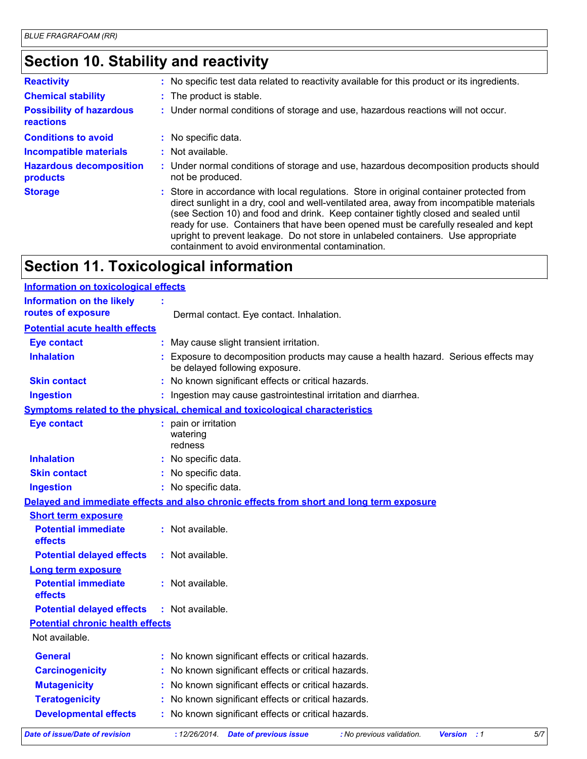## Section 10. Stability and reactivity

| | |
|---|---|
| **Reactivity** | No specific test data related to reactivity available for this product or its ingredients. |
| **Chemical stability** | The product is stable. |
| **Possibility of hazardous reactions** | Under normal conditions of storage and use, hazardous reactions will not occur. |
| **Conditions to avoid** | No specific data. |
| **Incompatible materials** | Not available. |
| **Hazardous decomposition products** | Under normal conditions of storage and use, hazardous decomposition products should not be produced. |
| **Storage** | Store in accordance with local regulations. Store in original container protected from direct sunlight in a dry, cool and well-ventilated area, away from incompatible materials (see Section 10) and food and drink. Keep container tightly closed and sealed until ready for use. Containers that have been opened must be carefully resealed and kept upright to prevent leakage. Do not store in unlabeled containers. Use appropriate containment to avoid environmental contamination. |

## Section 11. Toxicological information

### Information on toxicological effects

**Information on the likely routes of exposure** : Dermal contact. Eye contact. Inhalation.

### Potential acute health effects

| | |
|---|---|
| **Eye contact** | May cause slight transient irritation. |
| **Inhalation** | Exposure to decomposition products may cause a health hazard. Serious effects may be delayed following exposure. |
| **Skin contact** | No known significant effects or critical hazards. |
| **Ingestion** | Ingestion may cause gastrointestinal irritation and diarrhea. |

### Symptoms related to the physical, chemical and toxicological characteristics

| | |
|---|---|
| **Eye contact** | pain or irritation<br>watering<br>redness |
| **Inhalation** | No specific data. |
| **Skin contact** | No specific data. |
| **Ingestion** | No specific data. |

### Delayed and immediate effects and also chronic effects from short and long term exposure

#### Short term exposure

| | |
|---|---|
| **Potential immediate effects** | Not available. |
| **Potential delayed effects** | Not available. |

#### Long term exposure

| | |
|---|---|
| **Potential immediate effects** | Not available. |
| **Potential delayed effects** | Not available. |

#### Potential chronic health effects

Not available.

| | |
|---|---|
| **General** | No known significant effects or critical hazards. |
| **Carcinogenicity** | No known significant effects or critical hazards. |
| **Mutagenicity** | No known significant effects or critical hazards. |
| **Teratogenicity** | No known significant effects or critical hazards. |
| **Developmental effects** | No known significant effects or critical hazards. |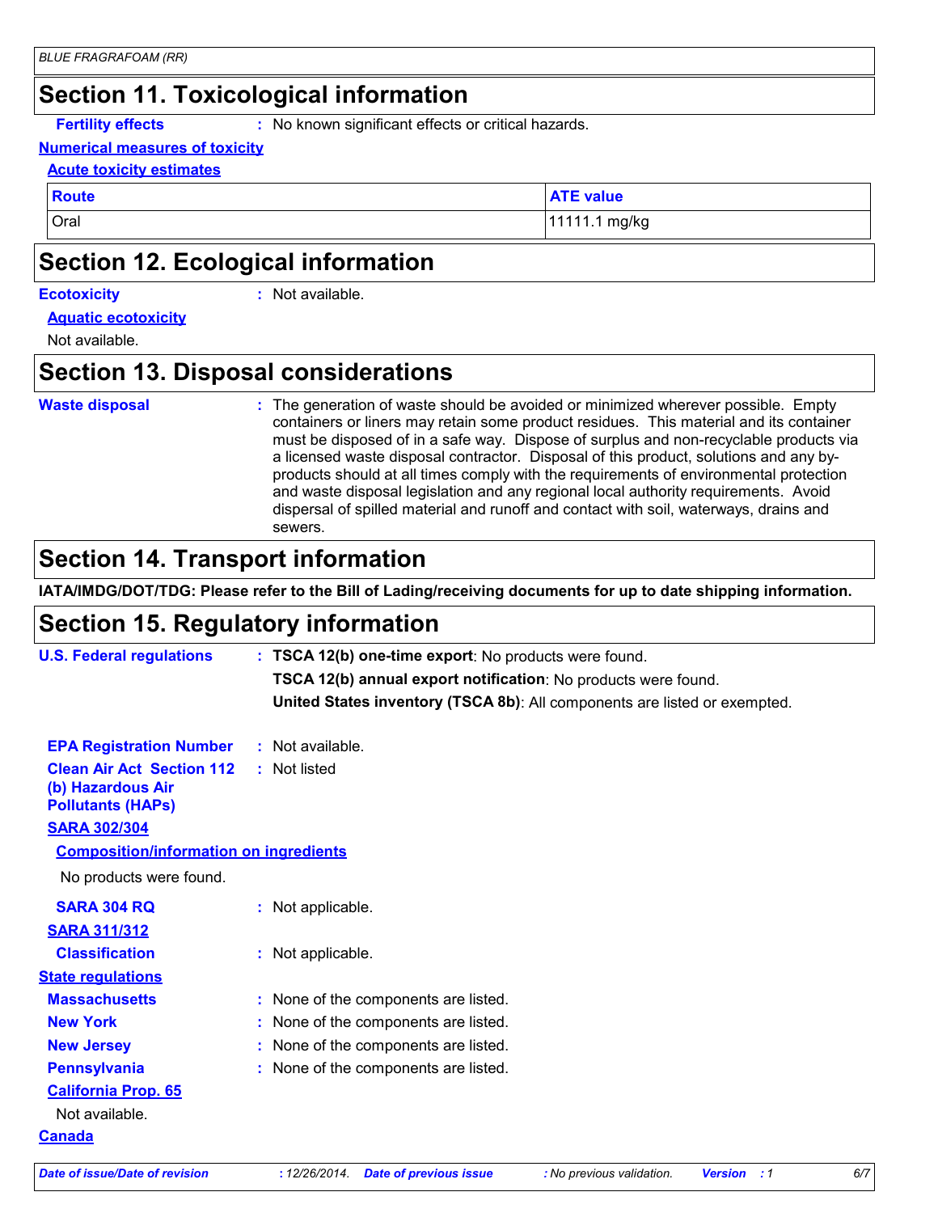## Section 11. Toxicological information

**Fertility effects** : No known significant effects or critical hazards.

**Numerical measures of toxicity**

**Acute toxicity estimates**

| Route | ATE value |
|---|---|
| Oral | 11111.1 mg/kg |

## Section 12. Ecological information

**Ecotoxicity** : Not available.

**Aquatic ecotoxicity**

Not available.

## Section 13. Disposal considerations

**Waste disposal** : The generation of waste should be avoided or minimized wherever possible. Empty containers or liners may retain some product residues. This material and its container must be disposed of in a safe way. Dispose of surplus and non-recyclable products via a licensed waste disposal contractor. Disposal of this product, solutions and any by-products should at all times comply with the requirements of environmental protection and waste disposal legislation and any regional local authority requirements. Avoid dispersal of spilled material and runoff and contact with soil, waterways, drains and sewers.

## Section 14. Transport information

**IATA/IMDG/DOT/TDG: Please refer to the Bill of Lading/receiving documents for up to date shipping information.**

## Section 15. Regulatory information

**U.S. Federal regulations** : **TSCA 12(b) one-time export**: No products were found.

**TSCA 12(b) annual export notification**: No products were found.

**United States inventory (TSCA 8b)**: All components are listed or exempted.

**EPA Registration Number** : Not available.

**Clean Air Act Section 112 (b) Hazardous Air Pollutants (HAPs)** : Not listed

**SARA 302/304**

**Composition/information on ingredients**

No products were found.

**SARA 304 RQ** : Not applicable.

**SARA 311/312**

**Classification** : Not applicable.

**State regulations**

**Massachusetts** : None of the components are listed.

**New York** : None of the components are listed.

**New Jersey** : None of the components are listed.

**Pennsylvania** : None of the components are listed.

**California Prop. 65**

Not available.

**Canada**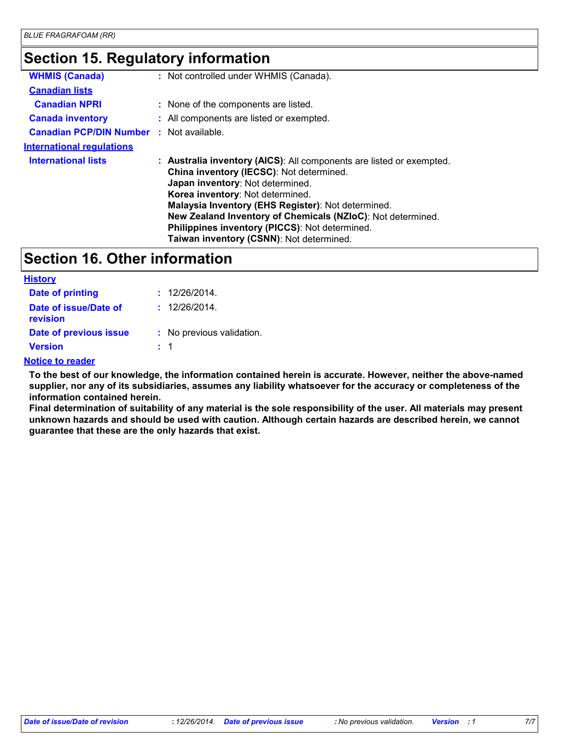## Section 15. Regulatory information

**WHMIS (Canada)** : Not controlled under WHMIS (Canada).

**Canadian lists**

**Canadian NPRI** : None of the components are listed.

**Canada inventory** : All components are listed or exempted.

**Canadian PCP/DIN Number** : Not available.

**International regulations**

**International lists** :
**Australia inventory (AICS)**: All components are listed or exempted.
**China inventory (IECSC)**: Not determined.
**Japan inventory**: Not determined.
**Korea inventory**: Not determined.
**Malaysia Inventory (EHS Register)**: Not determined.
**New Zealand Inventory of Chemicals (NZIoC)**: Not determined.
**Philippines inventory (PICCS)**: Not determined.
**Taiwan inventory (CSNN)**: Not determined.

## Section 16. Other information

**History**

**Date of printing** : 12/26/2014.

**Date of issue/Date of revision** : 12/26/2014.

**Date of previous issue** : No previous validation.

**Version** : 1

**Notice to reader**

**To the best of our knowledge, the information contained herein is accurate. However, neither the above-named supplier, nor any of its subsidiaries, assumes any liability whatsoever for the accuracy or completeness of the information contained herein.**
**Final determination of suitability of any material is the sole responsibility of the user. All materials may present unknown hazards and should be used with caution. Although certain hazards are described herein, we cannot guarantee that these are the only hazards that exist.**